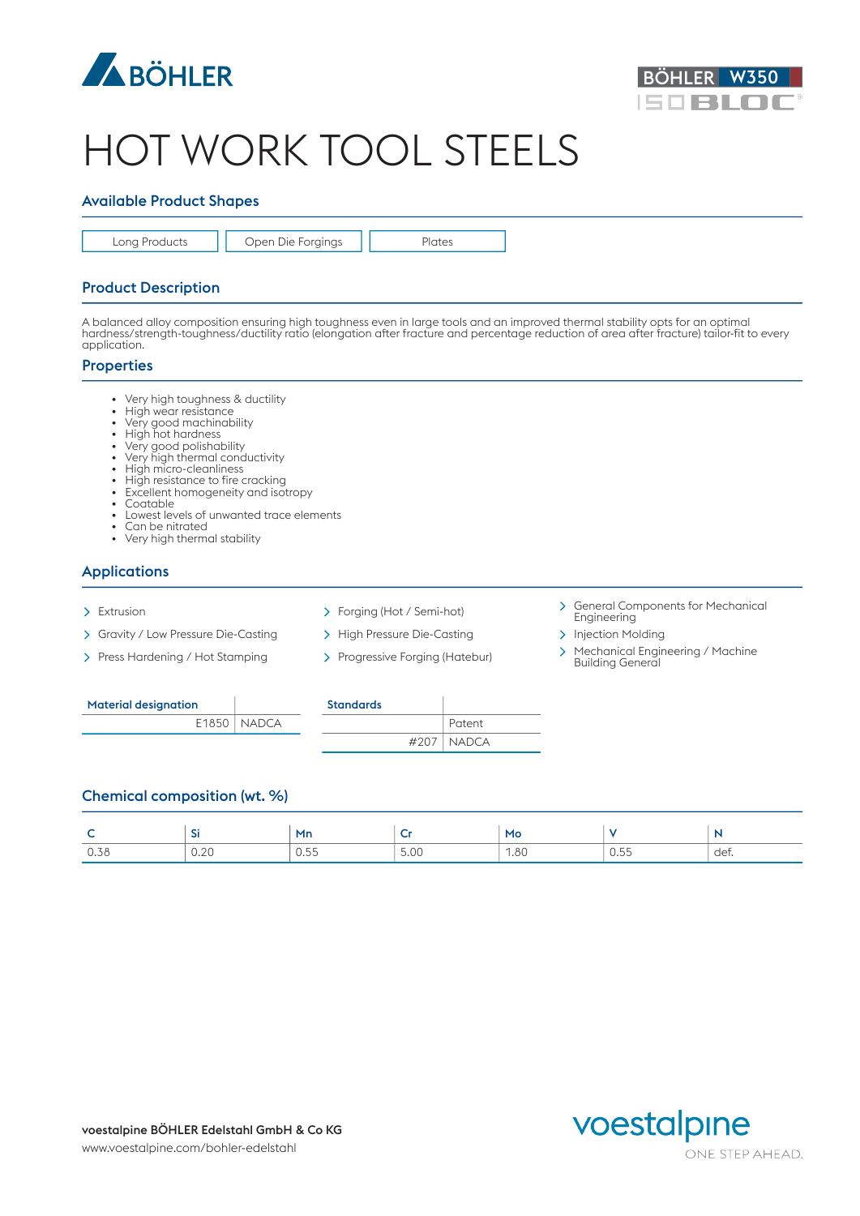BÖHLER

BÖHLER W350
ISOBLOC®

# HOT WORK TOOL STEELS

## Available Product Shapes

| Long Products | Open Die Forgings | Plates |
|---|---|---|

## Product Description

A balanced alloy composition ensuring high toughness even in large tools and an improved thermal stability opts for an optimal hardness/strength-toughness/ductility ratio (elongation after fracture and percentage reduction of area after fracture) tailor-fit to every application.

## Properties

- Very high toughness & ductility
- High wear resistance
- Very good machinability
- High hot hardness
- Very good polishability
- Very high thermal conductivity
- High micro-cleanliness
- High resistance to fire cracking
- Excellent homogeneity and isotropy
- Coatable
- Lowest levels of unwanted trace elements
- Can be nitrated
- Very high thermal stability

## Applications

- Extrusion
- Gravity / Low Pressure Die-Casting
- Press Hardening / Hot Stamping
- Forging (Hot / Semi-hot)
- High Pressure Die-Casting
- Progressive Forging (Hatebur)
- General Components for Mechanical Engineering
- Injection Molding
- Mechanical Engineering / Machine Building General

| Material designation | |
|---|---|
| E1850 | NADCA |

| Standards | |
|---|---|
| | Patent |
| #207 | NADCA |

## Chemical composition (wt. %)

| C | Si | Mn | Cr | Mo | V | N |
|---|---|---|---|---|---|---|
| 0.38 | 0.20 | 0.55 | 5.00 | 1.80 | 0.55 | def. |

**voestalpine BÖHLER Edelstahl GmbH & Co KG**
www.voestalpine.com/bohler-edelstahl

voestalpine
ONE STEP AHEAD.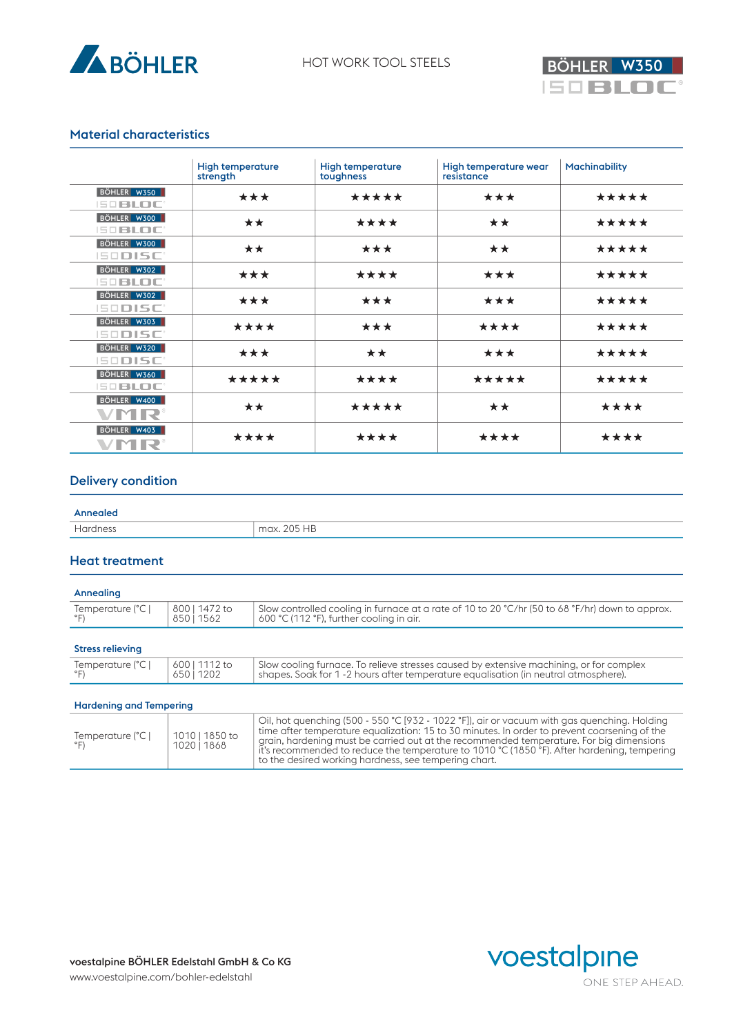## Material characteristics

| | High temperature strength | High temperature toughness | High temperature wear resistance | Machinability |
|---|---|---|---|---|
| BÖHLER W350 ISOBLOC | ★★★ | ★★★★★ | ★★★ | ★★★★★ |
| BÖHLER W300 ISOBLOC | ★★ | ★★★★ | ★★ | ★★★★★ |
| BÖHLER W300 ISODISC | ★★ | ★★★ | ★★ | ★★★★★ |
| BÖHLER W302 ISOBLOC | ★★★ | ★★★★ | ★★★ | ★★★★★ |
| BÖHLER W302 ISODISC | ★★★ | ★★★ | ★★★ | ★★★★★ |
| BÖHLER W303 ISODISC | ★★★★ | ★★★ | ★★★★ | ★★★★★ |
| BÖHLER W320 ISODISC | ★★★ | ★★ | ★★★ | ★★★★★ |
| BÖHLER W360 ISOBLOC | ★★★★★ | ★★★★ | ★★★★★ | ★★★★★ |
| BÖHLER W400 VMR | ★★ | ★★★★★ | ★★ | ★★★★ |
| BÖHLER W403 VMR | ★★★★ | ★★★★ | ★★★★ | ★★★★ |

## Delivery condition

### Annealed

| | |
|---|---|
| Hardness | max. 205 HB |

## Heat treatment

### Annealing

| | | |
|---|---|---|
| Temperature (°C \| °F) | 800 \| 1472 to 850 \| 1562 | Slow controlled cooling in furnace at a rate of 10 to 20 °C/hr (50 to 68 °F/hr) down to approx. 600 °C (112 °F), further cooling in air. |

### Stress relieving

| | | |
|---|---|---|
| Temperature (°C \| °F) | 600 \| 1112 to 650 \| 1202 | Slow cooling furnace. To relieve stresses caused by extensive machining, or for complex shapes. Soak for 1 -2 hours after temperature equalisation (in neutral atmosphere). |

### Hardening and Tempering

| | | |
|---|---|---|
| Temperature (°C \| °F) | 1010 \| 1850 to 1020 \| 1868 | Oil, hot quenching (500 - 550 °C [932 - 1022 °F]), air or vacuum with gas quenching. Holding time after temperature equalization: 15 to 30 minutes. In order to prevent coarsening of the grain, hardening must be carried out at the recommended temperature. For big dimensions it's recommended to reduce the temperature to 1010 °C (1850 °F). After hardening, tempering to the desired working hardness, see tempering chart. |

**voestalpine BÖHLER Edelstahl GmbH & Co KG**
www.voestalpine.com/bohler-edelstahl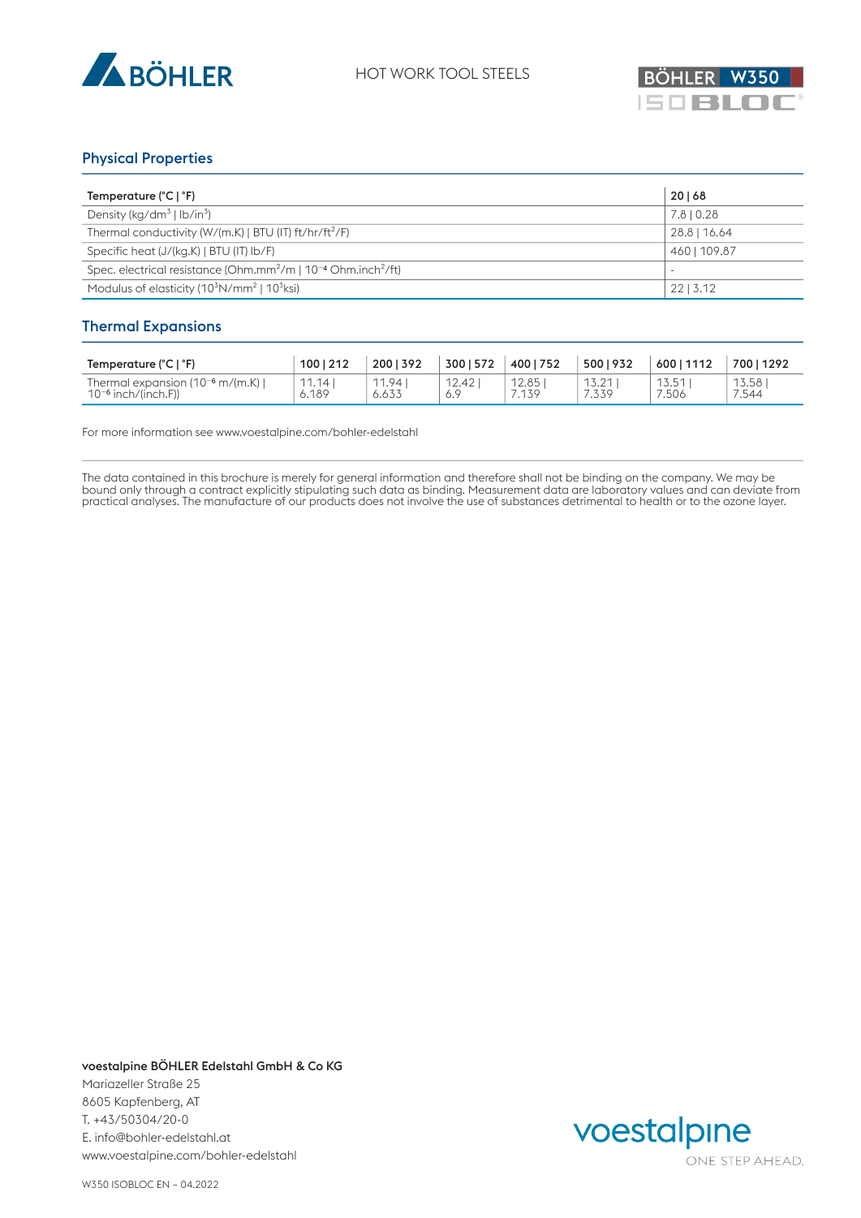## Physical Properties

| Temperature (°C \| °F) | 20 \| 68 |
|---|---|
| Density (kg/dm³ \| lb/in³) | 7.8 \| 0.28 |
| Thermal conductivity (W/(m.K) \| BTU (IT) ft/hr/ft²/F) | 28.8 \| 16.64 |
| Specific heat (J/(kg.K) \| BTU (IT) lb/F) | 460 \| 109.87 |
| Spec. electrical resistance (Ohm.mm²/m \| $10^{-4}$ Ohm.inch²/ft) | - |
| Modulus of elasticity ($10^3$N/mm² \| $10^3$ksi) | 22 \| 3.12 |

## Thermal Expansions

| Temperature (°C \| °F) | 100 \| 212 | 200 \| 392 | 300 \| 572 | 400 \| 752 | 500 \| 932 | 600 \| 1112 | 700 \| 1292 |
|---|---|---|---|---|---|---|---|
| Thermal expansion ($10^{-6}$ m/(m.K) \| $10^{-6}$ inch/(inch.F)) | 11.14 \| 6.189 | 11.94 \| 6.633 | 12.42 \| 6.9 | 12.85 \| 7.139 | 13.21 \| 7.339 | 13.51 \| 7.506 | 13.58 \| 7.544 |

For more information see www.voestalpine.com/bohler-edelstahl

The data contained in this brochure is merely for general information and therefore shall not be binding on the company. We may be bound only through a contract explicitly stipulating such data as binding. Measurement data are laboratory values and can deviate from practical analyses. The manufacture of our products does not involve the use of substances detrimental to health or to the ozone layer.

**voestalpine BÖHLER Edelstahl GmbH & Co KG**
Mariazeller Straße 25
8605 Kapfenberg, AT
T. +43/50304/20-0
E. info@bohler-edelstahl.at
www.voestalpine.com/bohler-edelstahl

voestalpine
ONE STEP AHEAD.

W350 ISOBLOC EN – 04.2022